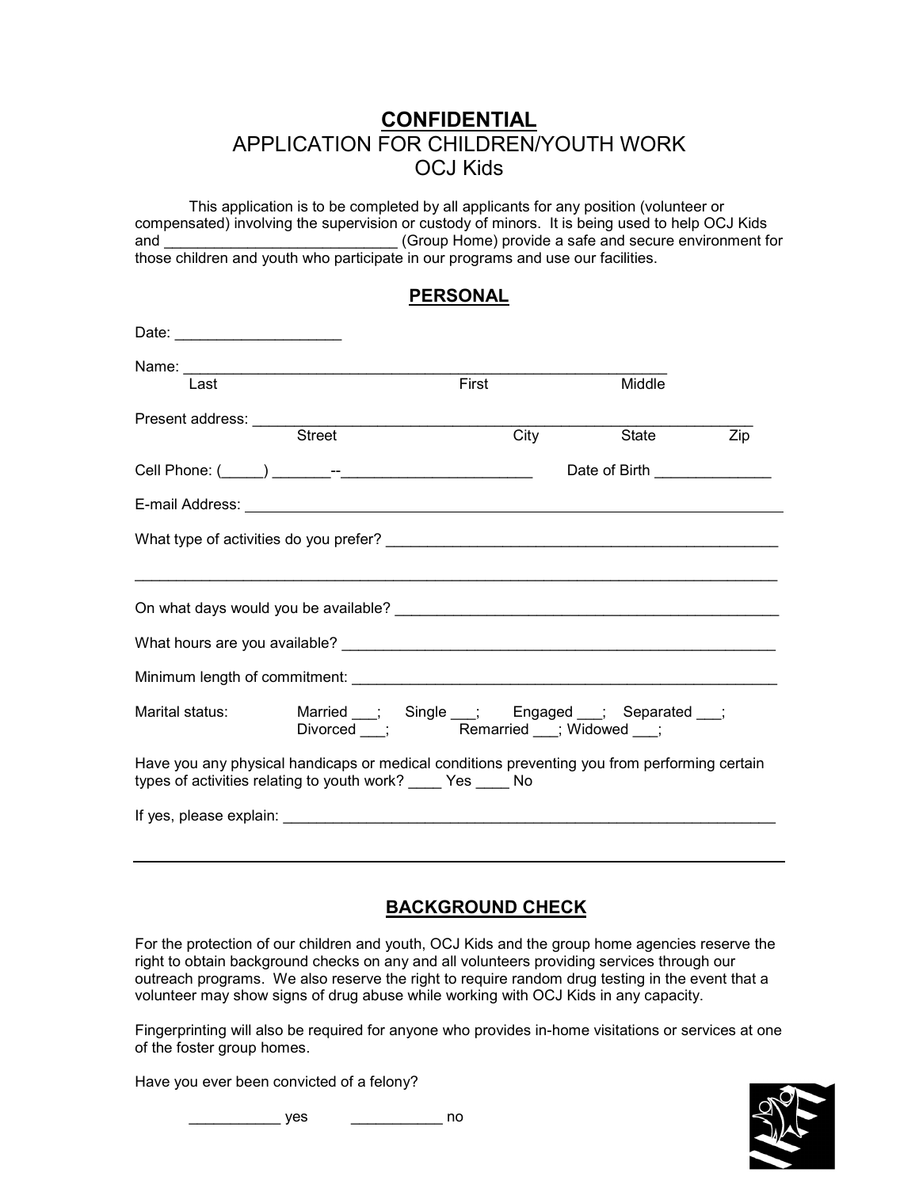# CONFIDENTIAL

## APPLICATION FOR CHILDREN/YOUTH WORK

## OCJ Kids

This application is to be completed by all applicants for any position (volunteer or compensated) involving the supervision or custody of minors. It is being used to help OCJ Kids and ____________________________ (Group Home) provide a safe and secure environment for those children and youth who participate in our programs and use our facilities.

## PERSONAL

Date: ____________________

Name: ____________________________________________________________
Last First Middle

Present address: ___________________________________________________________
Street City State Zip

Cell Phone: (_____) _______--______________________ Date of Birth ______________

E-mail Address: ____________________________________________________________

What type of activities do you prefer? ________________________________________________

_______________________________________________________________________________

On what days would you be available? ________________________________________________

What hours are you available? _______________________________________________________

Minimum length of commitment: _____________________________________________________

Marital status: Married ___; Single ___; Engaged ___; Separated ___; Divorced ___; Remarried ___; Widowed ___;

Have you any physical handicaps or medical conditions preventing you from performing certain types of activities relating to youth work? ____ Yes ____ No

If yes, please explain: ______________________________________________________________

## BACKGROUND CHECK

For the protection of our children and youth, OCJ Kids and the group home agencies reserve the right to obtain background checks on any and all volunteers providing services through our outreach programs. We also reserve the right to require random drug testing in the event that a volunteer may show signs of drug abuse while working with OCJ Kids in any capacity.

Fingerprinting will also be required for anyone who provides in-home visitations or services at one of the foster group homes.

Have you ever been convicted of a felony?

___________ yes ___________ no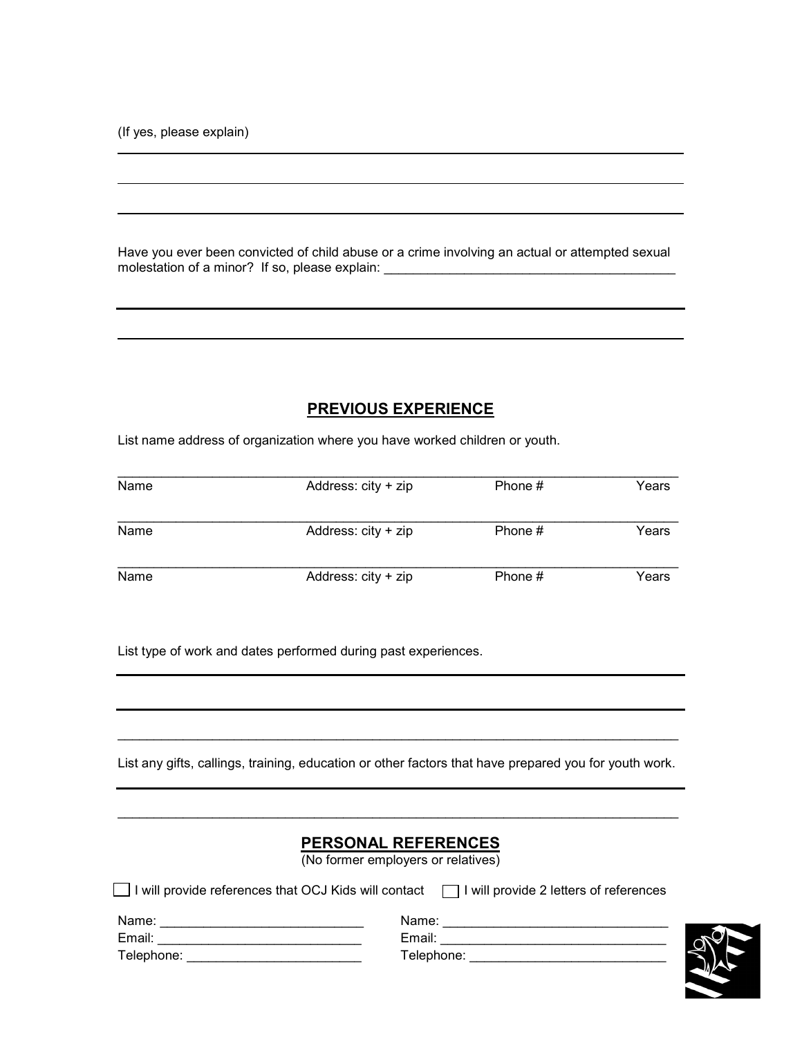(If yes, please explain)

Have you ever been convicted of child abuse or a crime involving an actual or attempted sexual molestation of a minor? If so, please explain: ________________________________________

## PREVIOUS EXPERIENCE

List name address of organization where you have worked children or youth.

| Name | Address: city + zip | Phone # | Years |
|---|---|---|---|
| Name | Address: city + zip | Phone # | Years |
| Name | Address: city + zip | Phone # | Years |

List type of work and dates performed during past experiences.

_____________________________________________________________________________

List any gifts, callings, training, education or other factors that have prepared you for youth work.

_____________________________________________________________________________

## PERSONAL REFERENCES

(No former employers or relatives)

☐ I will provide references that OCJ Kids will contact ☐ I will provide 2 letters of references

Name: ____________________________
Email: ____________________________
Telephone: ________________________

Name: _______________________________
Email: _______________________________
Telephone: ___________________________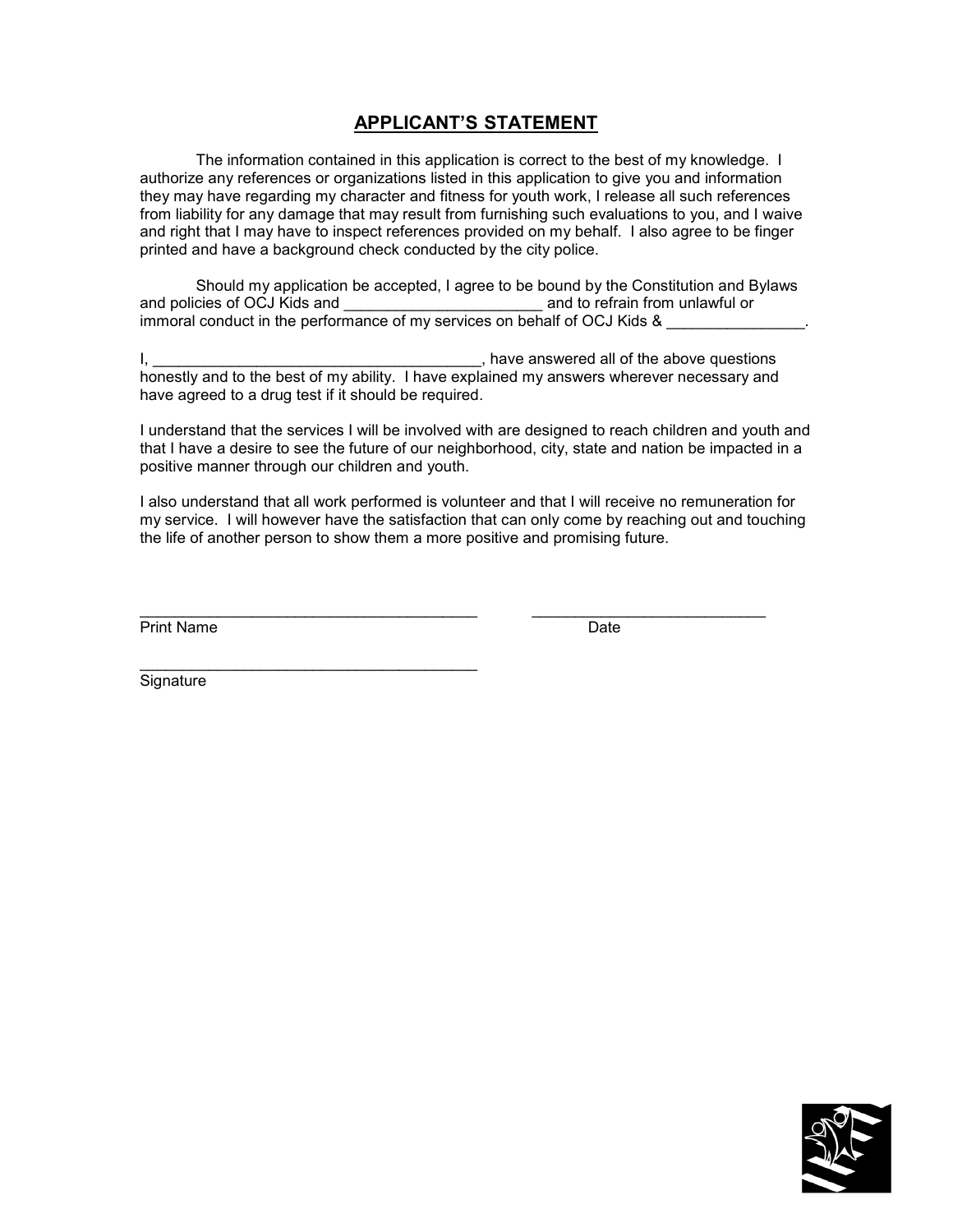## APPLICANT'S STATEMENT

The information contained in this application is correct to the best of my knowledge. I authorize any references or organizations listed in this application to give you and information they may have regarding my character and fitness for youth work, I release all such references from liability for any damage that may result from furnishing such evaluations to you, and I waive and right that I may have to inspect references provided on my behalf. I also agree to be finger printed and have a background check conducted by the city police.

Should my application be accepted, I agree to be bound by the Constitution and Bylaws and policies of OCJ Kids and _______________________ and to refrain from unlawful or immoral conduct in the performance of my services on behalf of OCJ Kids & ________________.

I, ______________________________________, have answered all of the above questions honestly and to the best of my ability. I have explained my answers wherever necessary and have agreed to a drug test if it should be required.

I understand that the services I will be involved with are designed to reach children and youth and that I have a desire to see the future of our neighborhood, city, state and nation be impacted in a positive manner through our children and youth.

I also understand that all work performed is volunteer and that I will receive no remuneration for my service. I will however have the satisfaction that can only come by reaching out and touching the life of another person to show them a more positive and promising future.

________________________________________ ___________________________
Print Name Date

________________________________________
Signature